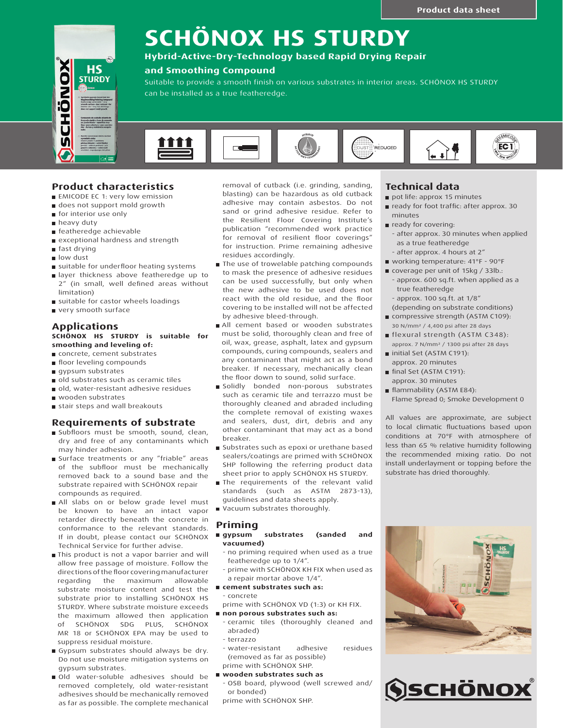Product data sheet

# SCHÖNOX HS STURDY

**Hybrid-Active-Dry-Technology based Rapid Drying Repair and Smoothing Compound**

Suitable to provide a smooth finish on various substrates in interior areas. SCHÖNOX HS STURDY can be installed as a true featheredge.

## Product characteristics

- EMICODE EC 1: very low emission
- does not support mold growth
- for interior use only
- heavy duty
- featheredge achievable
- exceptional hardness and strength
- fast drying
- low dust
- suitable for underfloor heating systems
- layer thickness above featheredge up to 2" (in small, well defined areas without limitation)
- suitable for castor wheels loadings
- very smooth surface

## Applications

**SCHÖNOX HS STURDY is suitable for smoothing and leveling of:**

- concrete, cement substrates
- floor leveling compounds
- gypsum substrates
- old substrates such as ceramic tiles
- old, water-resistant adhesive residues
- wooden substrates
- stair steps and wall breakouts

## Requirements of substrate

- Subfloors must be smooth, sound, clean, dry and free of any contaminants which may hinder adhesion.
- Surface treatments or any "friable" areas of the subfloor must be mechanically removed back to a sound base and the substrate repaired with SCHÖNOX repair compounds as required.
- All slabs on or below grade level must be known to have an intact vapor retarder directly beneath the concrete in conformance to the relevant standards. If in doubt, please contact our SCHÖNOX Technical Service for further advise.
- This product is not a vapor barrier and will allow free passage of moisture. Follow the directions of the floor covering manufacturer regarding the maximum allowable substrate moisture content and test the substrate prior to installing SCHÖNOX HS STURDY. Where substrate moisture exceeds the maximum allowed then application of SCHÖNOX SDG PLUS, SCHÖNOX MR 18 or SCHÖNOX EPA may be used to suppress residual moisture.
- Gypsum substrates should always be dry. Do not use moisture mitigation systems on gypsum substrates.
- Old water-soluble adhesives should be removed completely, old water-resistant adhesives should be mechanically removed as far as possible. The complete mechanical removal of cutback (i.e. grinding, sanding, blasting) can be hazardous as old cutback adhesive may contain asbestos. Do not sand or grind adhesive residue. Refer to the Resilient Floor Covering Institute's publication "recommended work practice for removal of resilient floor coverings" for instruction. Prime remaining adhesive residues accordingly.
- The use of trowelable patching compounds to mask the presence of adhesive residues can be used successfully, but only when the new adhesive to be used does not react with the old residue, and the floor covering to be installed will not be affected by adhesive bleed-through.
- All cement based or wooden substrates must be solid, thoroughly clean and free of oil, wax, grease, asphalt, latex and gypsum compounds, curing compounds, sealers and any contaminant that might act as a bond breaker. If necessary, mechanically clean the floor down to sound, solid surface.
- Solidly bonded non-porous substrates such as ceramic tile and terrazzo must be thoroughly cleaned and abraded including the complete removal of existing waxes and sealers, dust, dirt, debris and any other contaminant that may act as a bond breaker.
- Substrates such as epoxi or urethane based sealers/coatings are primed with SCHÖNOX SHP following the referring product data sheet prior to apply SCHÖNOX HS STURDY.
- The requirements of the relevant valid standards (such as ASTM 2873-13), guidelines and data sheets apply.
- Vacuum substrates thoroughly.

## Priming

- **gypsum substrates (sanded and vacuumed)**
  - no priming required when used as a true featheredge up to 1/4".
  - prime with SCHÖNOX KH FIX when used as a repair mortar above 1/4".
- **cement substrates such as:**
  - concrete

  prime with SCHÖNOX VD (1:3) or KH FIX.
- **non porous substrates such as:**
  - ceramic tiles (thoroughly cleaned and abraded)
  - terrazzo
  - water-resistant adhesive residues (removed as far as possible)

  prime with SCHÖNOX SHP.
- **wooden substrates such as**
  - OSB board, plywood (well screwed and/or bonded)

  prime with SCHÖNOX SHP.

## Technical data

- pot life: approx 15 minutes
- ready for foot traffic: after approx. 30 minutes
- ready for covering:
  - after approx. 30 minutes when applied as a true featheredge
  - after approx. 4 hours at 2"
- working temperature: 41°F - 90°F
- coverage per unit of 15kg / 33lb.:
  - approx. 600 sq.ft. when applied as a true featheredge
  - approx. 100 sq.ft. at 1/8"

  (depending on substrate conditions)
- compressive strength (ASTM C109): 30 N/mm² / 4,400 psi after 28 days
- flexural strength (ASTM C348): approx. 7 N/mm² / 1300 psi after 28 days
- initial Set (ASTM C191): approx. 20 minutes
- final Set (ASTM C191): approx. 30 minutes
- flammability (ASTM E84): Flame Spread 0; Smoke Development 0

All values are approximate, are subject to local climatic fluctuations based upon conditions at 70°F with atmosphere of less than 65 % relative humidity following the recommended mixing ratio. Do not install underlayment or topping before the substrate has dried thoroughly.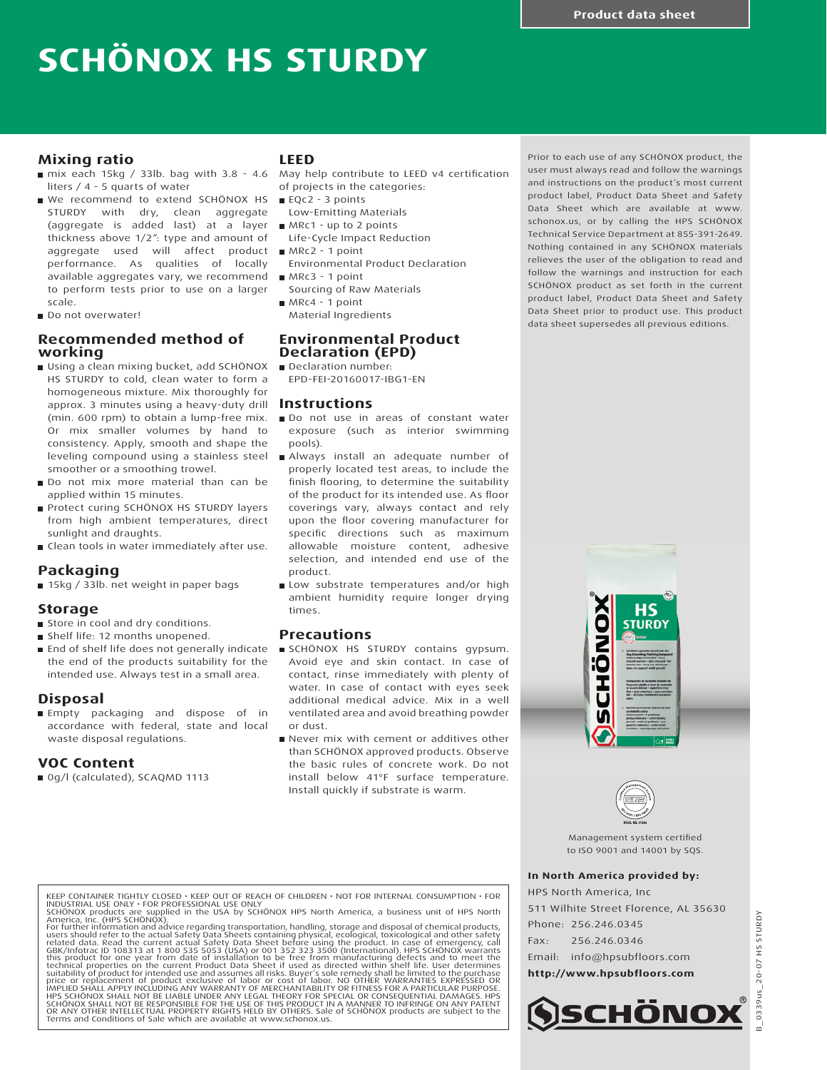# SCHÖNOX HS STURDY

Product data sheet

## Mixing ratio

- mix each 15kg / 33lb. bag with 3.8 - 4.6 liters / 4 - 5 quarts of water
- We recommend to extend SCHÖNOX HS STURDY with dry, clean aggregate (aggregate is added last) at a layer thickness above 1/2": type and amount of aggregate used will affect product performance. As qualities of locally available aggregates vary, we recommend to perform tests prior to use on a larger scale.
- Do not overwater!

## Recommended method of working

- Using a clean mixing bucket, add SCHÖNOX HS STURDY to cold, clean water to form a homogeneous mixture. Mix thoroughly for approx. 3 minutes using a heavy-duty drill (min. 600 rpm) to obtain a lump-free mix. Or mix smaller volumes by hand to consistency. Apply, smooth and shape the leveling compound using a stainless steel smoother or a smoothing trowel.
- Do not mix more material than can be applied within 15 minutes.
- Protect curing SCHÖNOX HS STURDY layers from high ambient temperatures, direct sunlight and draughts.
- Clean tools in water immediately after use.

## Packaging

- 15kg / 33lb. net weight in paper bags

## Storage

- Store in cool and dry conditions.
- Shelf life: 12 months unopened.
- End of shelf life does not generally indicate the end of the products suitability for the intended use. Always test in a small area.

## Disposal

- Empty packaging and dispose of in accordance with federal, state and local waste disposal regulations.

## VOC Content

- 0g/l (calculated), SCAQMD 1113

## LEED

May help contribute to LEED v4 certification of projects in the categories:

- EQc2 - 3 points
  Low-Emitting Materials
- MRc1 - up to 2 points
  Life-Cycle Impact Reduction
- MRc2 - 1 point
  Environmental Product Declaration
- MRc3 - 1 point
  Sourcing of Raw Materials
- MRc4 - 1 point
  Material Ingredients

## Environmental Product Declaration (EPD)

- Declaration number:
  EPD-FEI-20160017-IBG1-EN

## Instructions

- Do not use in areas of constant water exposure (such as interior swimming pools).
- Always install an adequate number of properly located test areas, to include the finish flooring, to determine the suitability of the product for its intended use. As floor coverings vary, always contact and rely upon the floor covering manufacturer for specific directions such as maximum allowable moisture content, adhesive selection, and intended end use of the product.
- Low substrate temperatures and/or high ambient humidity require longer drying times.

## Precautions

- SCHÖNOX HS STURDY contains gypsum. Avoid eye and skin contact. In case of contact, rinse immediately with plenty of water. In case of contact with eyes seek additional medical advice. Mix in a well ventilated area and avoid breathing powder or dust.
- Never mix with cement or additives other than SCHÖNOX approved products. Observe the basic rules of concrete work. Do not install below 41°F surface temperature. Install quickly if substrate is warm.

Prior to each use of any SCHÖNOX product, the user must always read and follow the warnings and instructions on the product's most current product label, Product Data Sheet and Safety Data Sheet which are available at www.schonox.us, or by calling the HPS SCHÖNOX Technical Service Department at 855-391-2649. Nothing contained in any SCHÖNOX materials relieves the user of the obligation to read and follow the warnings and instruction for each SCHÖNOX product as set forth in the current product label, Product Data Sheet and Safety Data Sheet prior to product use. This product data sheet supersedes all previous editions.

Management system certified to ISO 9001 and 14001 by SQS.

**In North America provided by:**

HPS North America, Inc
511 Wilhite Street Florence, AL 35630
Phone: 256.246.0345
Fax: 256.246.0346
Email: info@hpsubfloors.com
**http://www.hpsubfloors.com**

KEEP CONTAINER TIGHTLY CLOSED • KEEP OUT OF REACH OF CHILDREN • NOT FOR INTERNAL CONSUMPTION • FOR INDUSTRIAL USE ONLY • FOR PROFESSIONAL USE ONLY
SCHÖNOX products are supplied in the USA by SCHÖNOX HPS North America, a business unit of HPS North America, Inc. (HPS SCHÖNOX).
For further information and advice regarding transportation, handling, storage and disposal of chemical products, users should refer to the actual Safety Data Sheets containing physical, ecological, toxicological and other safety related data. Read the current actual Safety Data Sheet before using the product. In case of emergency, call GBK/Infotrac ID 108313 at 1 800 535 5053 (USA) or 001 352 323 3500 (International). HPS SCHÖNOX warrants this product for one year from date of installation to be free from manufacturing defects and to meet the technical properties on the current Product Data Sheet if used as directed within shelf life. User determines suitability of product for intended use and assumes all risks. Buyer's sole remedy shall be limited to the purchase price or replacement of product exclusive of labor or cost of labor. NO OTHER WARRANTIES EXPRESSED OR IMPLIED SHALL APPLY INCLUDING ANY WARRANTY OF MERCHANTABILITY OR FITNESS FOR A PARTICULAR PURPOSE. HPS SCHÖNOX SHALL NOT BE LIABLE UNDER ANY LEGAL THEORY FOR SPECIAL OR CONSEQUENTIAL DAMAGES. HPS SCHÖNOX SHALL NOT BE RESPONSIBLE FOR THE USE OF THIS PRODUCT IN A MANNER TO INFRINGE ON ANY PATENT OR ANY OTHER INTELLECTUAL PROPERTY RIGHTS HELD BY OTHERS. Sale of SCHÖNOX products are subject to the Terms and Conditions of Sale which are available at www.schonox.us.

B_0339us_20-07 HS STURDY